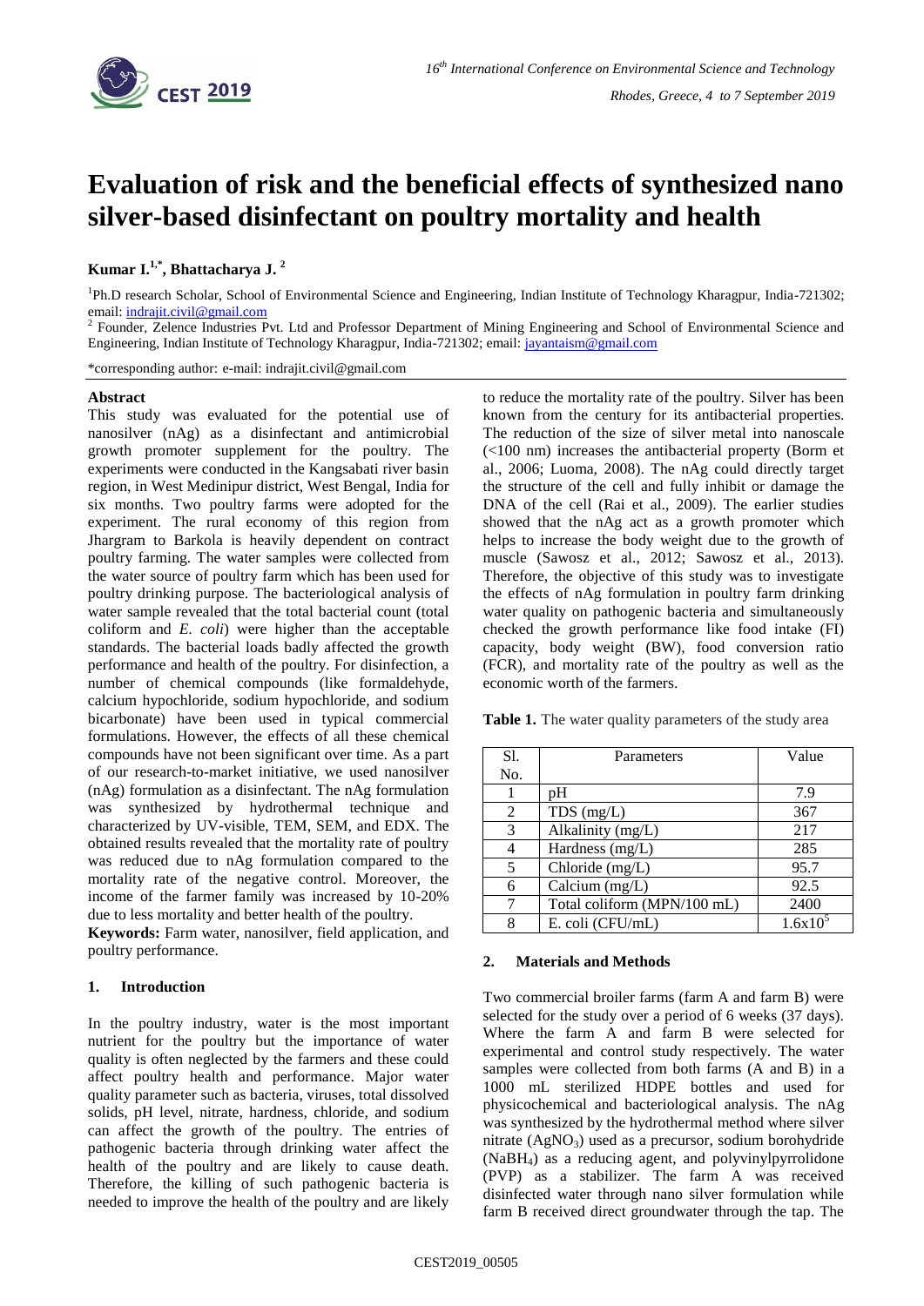# Evaluation of risk and the beneficial effects of synthesized nano silver-based disinfectant on poultry mortality and health

**Kumar I.[1,*], Bhattacharya J. [2]**

[1]Ph.D research Scholar, School of Environmental Science and Engineering, Indian Institute of Technology Kharagpur, India-721302; email: indrajit.civil@gmail.com

[2] Founder, Zelence Industries Pvt. Ltd and Professor Department of Mining Engineering and School of Environmental Science and Engineering, Indian Institute of Technology Kharagpur, India-721302; email: jayantaism@gmail.com

*corresponding author: e-mail: indrajit.civil@gmail.com

## Abstract

This study was evaluated for the potential use of nanosilver (nAg) as a disinfectant and antimicrobial growth promoter supplement for the poultry. The experiments were conducted in the Kangsabati river basin region, in West Medinipur district, West Bengal, India for six months. Two poultry farms were adopted for the experiment. The rural economy of this region from Jhargram to Barkola is heavily dependent on contract poultry farming. The water samples were collected from the water source of poultry farm which has been used for poultry drinking purpose. The bacteriological analysis of water sample revealed that the total bacterial count (total coliform and *E. coli*) were higher than the acceptable standards. The bacterial loads badly affected the growth performance and health of the poultry. For disinfection, a number of chemical compounds (like formaldehyde, calcium hypochloride, sodium hypochloride, and sodium bicarbonate) have been used in typical commercial formulations. However, the effects of all these chemical compounds have not been significant over time. As a part of our research-to-market initiative, we used nanosilver (nAg) formulation as a disinfectant. The nAg formulation was synthesized by hydrothermal technique and characterized by UV-visible, TEM, SEM, and EDX. The obtained results revealed that the mortality rate of poultry was reduced due to nAg formulation compared to the mortality rate of the negative control. Moreover, the income of the farmer family was increased by 10-20% due to less mortality and better health of the poultry.

**Keywords:** Farm water, nanosilver, field application, and poultry performance.

## 1. Introduction

In the poultry industry, water is the most important nutrient for the poultry but the importance of water quality is often neglected by the farmers and these could affect poultry health and performance. Major water quality parameter such as bacteria, viruses, total dissolved solids, pH level, nitrate, hardness, chloride, and sodium can affect the growth of the poultry. The entries of pathogenic bacteria through drinking water affect the health of the poultry and are likely to cause death. Therefore, the killing of such pathogenic bacteria is needed to improve the health of the poultry and are likely to reduce the mortality rate of the poultry. Silver has been known from the century for its antibacterial properties. The reduction of the size of silver metal into nanoscale (<100 nm) increases the antibacterial property (Borm et al., 2006; Luoma, 2008). The nAg could directly target the structure of the cell and fully inhibit or damage the DNA of the cell (Rai et al., 2009). The earlier studies showed that the nAg act as a growth promoter which helps to increase the body weight due to the growth of muscle (Sawosz et al., 2012; Sawosz et al., 2013). Therefore, the objective of this study was to investigate the effects of nAg formulation in poultry farm drinking water quality on pathogenic bacteria and simultaneously checked the growth performance like food intake (FI) capacity, body weight (BW), food conversion ratio (FCR), and mortality rate of the poultry as well as the economic worth of the farmers.

**Table 1.** The water quality parameters of the study area

| Sl. No. | Parameters | Value |
|---|---|---|
| 1 | pH | 7.9 |
| 2 | TDS (mg/L) | 367 |
| 3 | Alkalinity (mg/L) | 217 |
| 4 | Hardness (mg/L) | 285 |
| 5 | Chloride (mg/L) | 95.7 |
| 6 | Calcium (mg/L) | 92.5 |
| 7 | Total coliform (MPN/100 mL) | 2400 |
| 8 | E. coli (CFU/mL) | $1.6 \times 10^5$ |

## 2. Materials and Methods

Two commercial broiler farms (farm A and farm B) were selected for the study over a period of 6 weeks (37 days). Where the farm A and farm B were selected for experimental and control study respectively. The water samples were collected from both farms (A and B) in a 1000 mL sterilized HDPE bottles and used for physicochemical and bacteriological analysis. The nAg was synthesized by the hydrothermal method where silver nitrate ($AgNO_3$) used as a precursor, sodium borohydride ($NaBH_4$) as a reducing agent, and polyvinylpyrrolidone (PVP) as a stabilizer. The farm A was received disinfected water through nano silver formulation while farm B received direct groundwater through the tap. The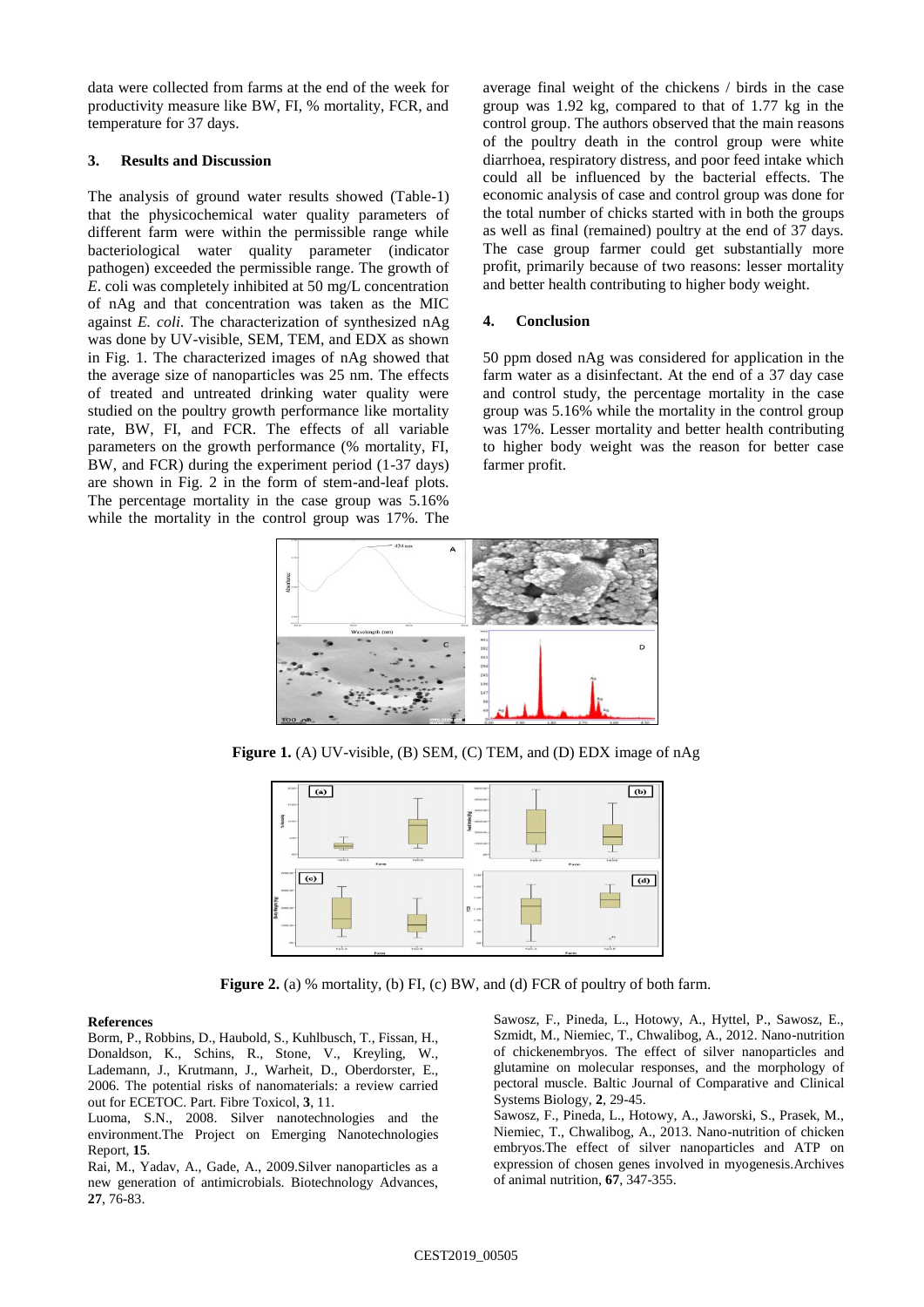data were collected from farms at the end of the week for productivity measure like BW, FI, % mortality, FCR, and temperature for 37 days.

## 3. Results and Discussion

The analysis of ground water results showed (Table-1) that the physicochemical water quality parameters of different farm were within the permissible range while bacteriological water quality parameter (indicator pathogen) exceeded the permissible range. The growth of *E*. coli was completely inhibited at 50 mg/L concentration of nAg and that concentration was taken as the MIC against *E. coli*. The characterization of synthesized nAg was done by UV-visible, SEM, TEM, and EDX as shown in Fig. 1. The characterized images of nAg showed that the average size of nanoparticles was 25 nm. The effects of treated and untreated drinking water quality were studied on the poultry growth performance like mortality rate, BW, FI, and FCR. The effects of all variable parameters on the growth performance (% mortality, FI, BW, and FCR) during the experiment period (1-37 days) are shown in Fig. 2 in the form of stem-and-leaf plots. The percentage mortality in the case group was 5.16% while the mortality in the control group was 17%. The average final weight of the chickens / birds in the case group was 1.92 kg, compared to that of 1.77 kg in the control group. The authors observed that the main reasons of the poultry death in the control group were white diarrhoea, respiratory distress, and poor feed intake which could all be influenced by the bacterial effects. The economic analysis of case and control group was done for the total number of chicks started with in both the groups as well as final (remained) poultry at the end of 37 days. The case group farmer could get substantially more profit, primarily because of two reasons: lesser mortality and better health contributing to higher body weight.

## 4. Conclusion

50 ppm dosed nAg was considered for application in the farm water as a disinfectant. At the end of a 37 day case and control study, the percentage mortality in the case group was 5.16% while the mortality in the control group was 17%. Lesser mortality and better health contributing to higher body weight was the reason for better case farmer profit.

**Figure 1.** (A) UV-visible, (B) SEM, (C) TEM, and (D) EDX image of nAg

**Figure 2.** (a) % mortality, (b) FI, (c) BW, and (d) FCR of poultry of both farm.

### References

Borm, P., Robbins, D., Haubold, S., Kuhlbusch, T., Fissan, H., Donaldson, K., Schins, R., Stone, V., Kreyling, W., Lademann, J., Krutmann, J., Warheit, D., Oberdorster, E., 2006. The potential risks of nanomaterials: a review carried out for ECETOC. Part. Fibre Toxicol, **3**, 11.

Luoma, S.N., 2008. Silver nanotechnologies and the environment.The Project on Emerging Nanotechnologies Report, **15**.

Rai, M., Yadav, A., Gade, A., 2009.Silver nanoparticles as a new generation of antimicrobials. Biotechnology Advances, **27**, 76-83.

Sawosz, F., Pineda, L., Hotowy, A., Hyttel, P., Sawosz, E., Szmidt, M., Niemiec, T., Chwalibog, A., 2012. Nano-nutrition of chickenembryos. The effect of silver nanoparticles and glutamine on molecular responses, and the morphology of pectoral muscle. Baltic Journal of Comparative and Clinical Systems Biology, **2**, 29-45.

Sawosz, F., Pineda, L., Hotowy, A., Jaworski, S., Prasek, M., Niemiec, T., Chwalibog, A., 2013. Nano-nutrition of chicken embryos.The effect of silver nanoparticles and ATP on expression of chosen genes involved in myogenesis.Archives of animal nutrition, **67**, 347-355.